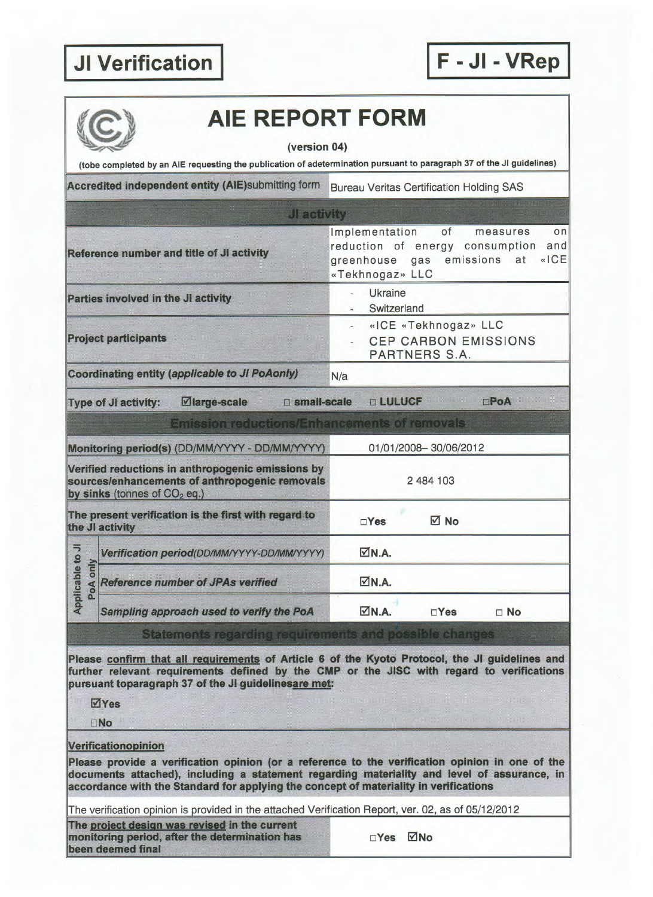**JI Verification** **F - JI - VRep**

# AIE REPORT FORM

(version 04)

(tobe completed by an AIE requesting the publication of adetermination pursuant to paragraph 37 of the JI guidelines)

| | |
|---|---|
| **Accredited independent entity (AIE)submitting form** | Bureau Veritas Certification Holding SAS |
| **JI activity** | |
| **Reference number and title of JI activity** | Implementation of measures on reduction of energy consumption and greenhouse gas emissions at «ICE «Tekhnogaz» LLC |
| **Parties involved in the JI activity** | - Ukraine<br>- Switzerland |
| **Project participants** | - «ICE «Tekhnogaz» LLC<br>- CEP CARBON EMISSIONS PARTNERS S.A. |
| **Coordinating entity (*applicable to JI PoAonly*)** | N/a |
| **Type of JI activity:** ☑large-scale ☐ small-scale | ☐ LULUCF ☐PoA |
| **Emission reductions/Enhancements of removals** | |
| **Monitoring period(s)** (DD/MM/YYYY - DD/MM/YYYY) | 01/01/2008– 30/06/2012 |
| **Verified reductions in anthropogenic emissions by sources/enhancements of anthropogenic removals by sinks** (tonnes of $CO_2$ eq.) | 2 484 103 |
| **The present verification is the first with regard to the JI activity** | ☐Yes ☑ No |
| *Applicable to JI PoA only* — *Verification period(DD/MM/YYYY-DD/MM/YYYY)* | ☑N.A. |
| *Applicable to JI PoA only* — *Reference number of JPAs verified* | ☑N.A. |
| *Applicable to JI PoA only* — *Sampling approach used to verify the PoA* | ☑N.A. ☐Yes ☐ No |

## Statements regarding requirements and possible changes

**Please confirm that all requirements of Article 6 of the Kyoto Protocol, the JI guidelines and further relevant requirements defined by the CMP or the JISC with regard to verifications pursuant toparagraph 37 of the JI guidelinesare met:**

☑Yes

☐No

**Verificationopinion**

**Please provide a verification opinion (or a reference to the verification opinion in one of the documents attached), including a statement regarding materiality and level of assurance, in accordance with the Standard for applying the concept of materiality in verifications**

The verification opinion is provided in the attached Verification Report, ver. 02, as of 05/12/2012

| | |
|---|---|
| **The project design was revised in the current monitoring period, after the determination has been deemed final** | ☐Yes ☑No |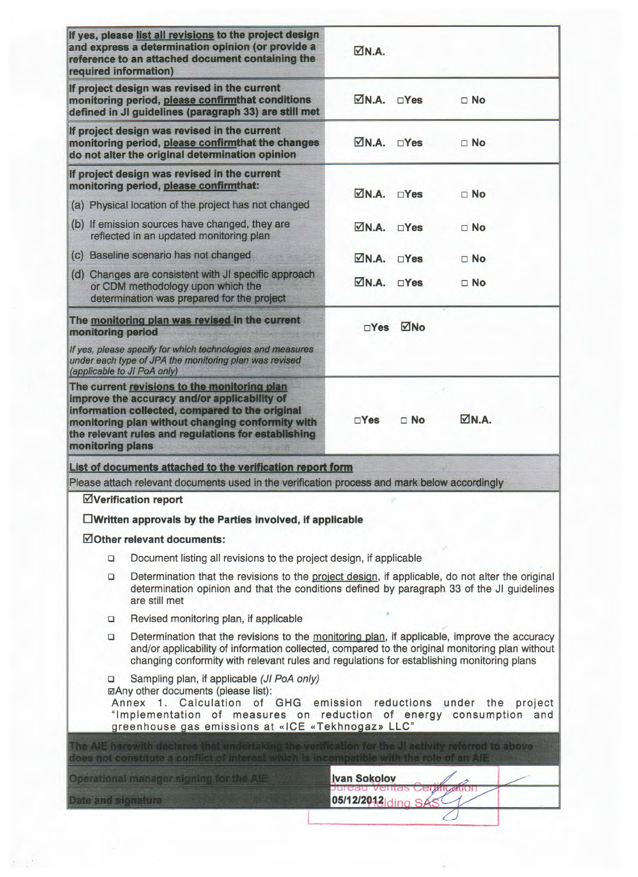| | |
|---|---|
| If yes, please list all revisions to the project design and express a determination opinion (or provide a reference to an attached document containing the required information) | ☑N.A. |
| If project design was revised in the current monitoring period, please confirmthat conditions defined in JI guidelines (paragraph 33) are still met | ☑N.A. ☐Yes ☐ No |
| If project design was revised in the current monitoring period, please confirmthat the changes do not alter the original determination opinion | ☑N.A. ☐Yes ☐ No |
| If project design was revised in the current monitoring period, please confirmthat:<br>(a) Physical location of the project has not changed | ☑N.A. ☐Yes ☐ No |
| (b) If emission sources have changed, they are reflected in an updated monitoring plan | ☑N.A. ☐Yes ☐ No |
| (c) Baseline scenario has not changed | ☑N.A. ☐Yes ☐ No |
| (d) Changes are consistent with JI specific approach or CDM methodology upon which the determination was prepared for the project | ☑N.A. ☐Yes ☐ No |
| The monitoring plan was revised in the current monitoring period<br>*If yes, please specify for which technologies and measures under each type of JPA the monitoring plan was revised (applicable to JI PoA only)* | ☐Yes ☑No |
| The current revisions to the monitoring plan improve the accuracy and/or applicability of information collected, compared to the original monitoring plan without changing conformity with the relevant rules and regulations for establishing monitoring plans | ☐Yes ☐ No ☑N.A. |

**List of documents attached to the verification report form**

Please attach relevant documents used in the verification process and mark below accordingly

☑**Verification report**

☐**Written approvals by the Parties involved, if applicable**

☑**Other relevant documents:**

- ☐ Document listing all revisions to the project design, if applicable
- ☐ Determination that the revisions to the project design, if applicable, do not alter the original determination opinion and that the conditions defined by paragraph 33 of the JI guidelines are still met
- ☐ Revised monitoring plan, if applicable
- ☐ Determination that the revisions to the monitoring plan, if applicable, improve the accuracy and/or applicability of information collected, compared to the original monitoring plan without changing conformity with relevant rules and regulations for establishing monitoring plans
- ☐ Sampling plan, if applicable *(JI PoA only)*

☑Any other documents (please list):
Annex 1. Calculation of GHG emission reductions under the project "Implementation of measures on reduction of energy consumption and greenhouse gas emissions at «ICE «Tekhnogaz» LLC"

| | |
|---|---|
| The AIE herewith declares that undertaking the verification for the JI activity referred to above does not constitute a conflict of interest which is incompatible with the role of an AIE | |
| Operational manager signing for the AIE | Ivan Sokolov |
| Date and signature | 05/12/2012 |

Bureau Veritas Certification Holding SAS